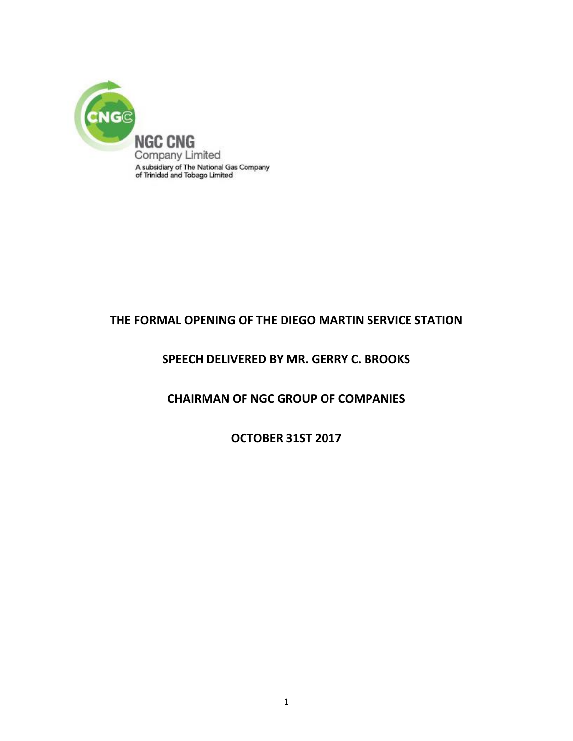NGC CNG
Company Limited
A subsidiary of The National Gas Company
of Trinidad and Tobago Limited

# THE FORMAL OPENING OF THE DIEGO MARTIN SERVICE STATION

## SPEECH DELIVERED BY MR. GERRY C. BROOKS

## CHAIRMAN OF NGC GROUP OF COMPANIES

## OCTOBER 31ST 2017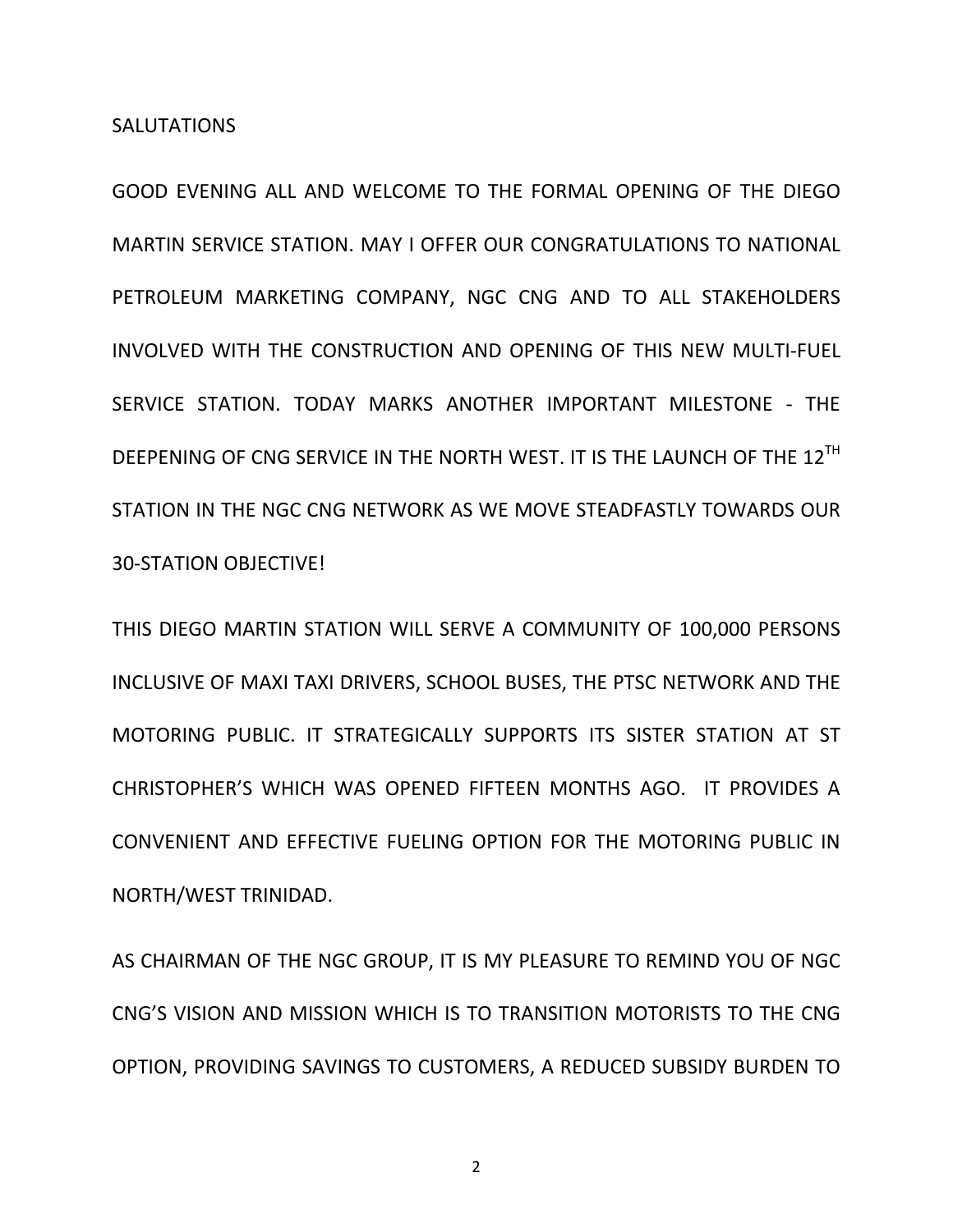SALUTATIONS

GOOD EVENING ALL AND WELCOME TO THE FORMAL OPENING OF THE DIEGO MARTIN SERVICE STATION. MAY I OFFER OUR CONGRATULATIONS TO NATIONAL PETROLEUM MARKETING COMPANY, NGC CNG AND TO ALL STAKEHOLDERS INVOLVED WITH THE CONSTRUCTION AND OPENING OF THIS NEW MULTI-FUEL SERVICE STATION. TODAY MARKS ANOTHER IMPORTANT MILESTONE - THE DEEPENING OF CNG SERVICE IN THE NORTH WEST. IT IS THE LAUNCH OF THE 12TH STATION IN THE NGC CNG NETWORK AS WE MOVE STEADFASTLY TOWARDS OUR 30-STATION OBJECTIVE!

THIS DIEGO MARTIN STATION WILL SERVE A COMMUNITY OF 100,000 PERSONS INCLUSIVE OF MAXI TAXI DRIVERS, SCHOOL BUSES, THE PTSC NETWORK AND THE MOTORING PUBLIC. IT STRATEGICALLY SUPPORTS ITS SISTER STATION AT ST CHRISTOPHER'S WHICH WAS OPENED FIFTEEN MONTHS AGO. IT PROVIDES A CONVENIENT AND EFFECTIVE FUELING OPTION FOR THE MOTORING PUBLIC IN NORTH/WEST TRINIDAD.

AS CHAIRMAN OF THE NGC GROUP, IT IS MY PLEASURE TO REMIND YOU OF NGC CNG'S VISION AND MISSION WHICH IS TO TRANSITION MOTORISTS TO THE CNG OPTION, PROVIDING SAVINGS TO CUSTOMERS, A REDUCED SUBSIDY BURDEN TO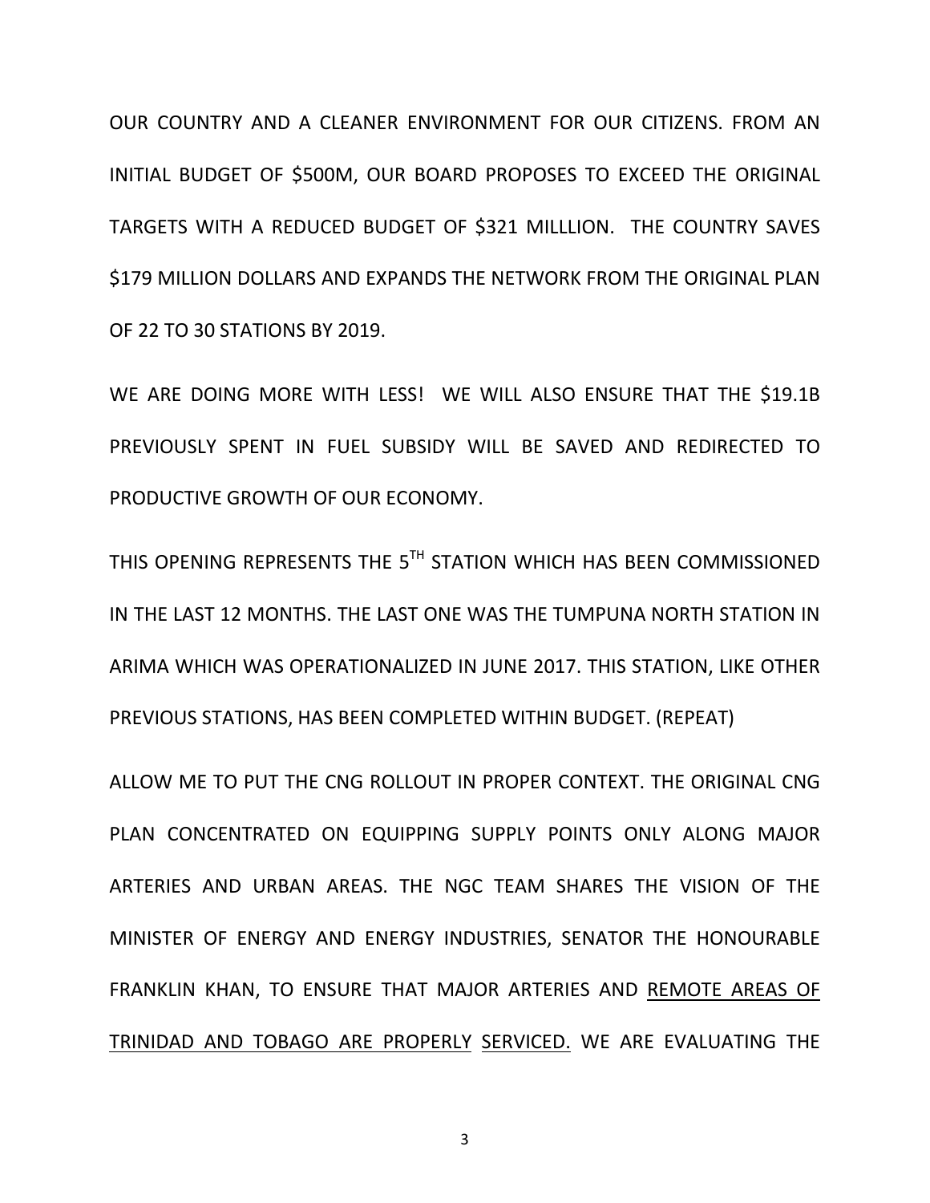OUR COUNTRY AND A CLEANER ENVIRONMENT FOR OUR CITIZENS. FROM AN INITIAL BUDGET OF $500M, OUR BOARD PROPOSES TO EXCEED THE ORIGINAL TARGETS WITH A REDUCED BUDGET OF $321 MILLLION. THE COUNTRY SAVES $179 MILLION DOLLARS AND EXPANDS THE NETWORK FROM THE ORIGINAL PLAN OF 22 TO 30 STATIONS BY 2019.

WE ARE DOING MORE WITH LESS! WE WILL ALSO ENSURE THAT THE $19.1B PREVIOUSLY SPENT IN FUEL SUBSIDY WILL BE SAVED AND REDIRECTED TO PRODUCTIVE GROWTH OF OUR ECONOMY.

THIS OPENING REPRESENTS THE 5TH STATION WHICH HAS BEEN COMMISSIONED IN THE LAST 12 MONTHS. THE LAST ONE WAS THE TUMPUNA NORTH STATION IN ARIMA WHICH WAS OPERATIONALIZED IN JUNE 2017. THIS STATION, LIKE OTHER PREVIOUS STATIONS, HAS BEEN COMPLETED WITHIN BUDGET. (REPEAT)

ALLOW ME TO PUT THE CNG ROLLOUT IN PROPER CONTEXT. THE ORIGINAL CNG PLAN CONCENTRATED ON EQUIPPING SUPPLY POINTS ONLY ALONG MAJOR ARTERIES AND URBAN AREAS. THE NGC TEAM SHARES THE VISION OF THE MINISTER OF ENERGY AND ENERGY INDUSTRIES, SENATOR THE HONOURABLE FRANKLIN KHAN, TO ENSURE THAT MAJOR ARTERIES AND <u>REMOTE AREAS OF TRINIDAD AND TOBAGO ARE PROPERLY SERVICED.</u> WE ARE EVALUATING THE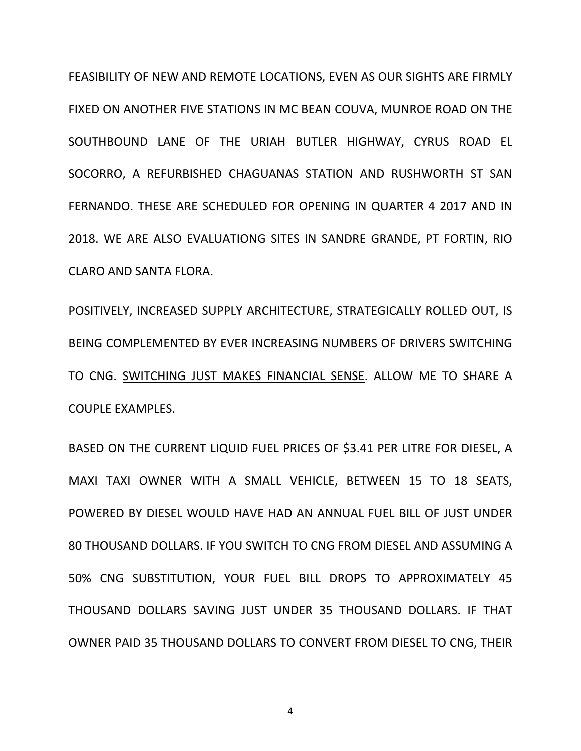FEASIBILITY OF NEW AND REMOTE LOCATIONS, EVEN AS OUR SIGHTS ARE FIRMLY FIXED ON ANOTHER FIVE STATIONS IN MC BEAN COUVA, MUNROE ROAD ON THE SOUTHBOUND LANE OF THE URIAH BUTLER HIGHWAY, CYRUS ROAD EL SOCORRO, A REFURBISHED CHAGUANAS STATION AND RUSHWORTH ST SAN FERNANDO. THESE ARE SCHEDULED FOR OPENING IN QUARTER 4 2017 AND IN 2018. WE ARE ALSO EVALUATIONG SITES IN SANDRE GRANDE, PT FORTIN, RIO CLARO AND SANTA FLORA.

POSITIVELY, INCREASED SUPPLY ARCHITECTURE, STRATEGICALLY ROLLED OUT, IS BEING COMPLEMENTED BY EVER INCREASING NUMBERS OF DRIVERS SWITCHING TO CNG. <u>SWITCHING JUST MAKES FINANCIAL SENSE</u>. ALLOW ME TO SHARE A COUPLE EXAMPLES.

BASED ON THE CURRENT LIQUID FUEL PRICES OF $3.41 PER LITRE FOR DIESEL, A MAXI TAXI OWNER WITH A SMALL VEHICLE, BETWEEN 15 TO 18 SEATS, POWERED BY DIESEL WOULD HAVE HAD AN ANNUAL FUEL BILL OF JUST UNDER 80 THOUSAND DOLLARS. IF YOU SWITCH TO CNG FROM DIESEL AND ASSUMING A 50% CNG SUBSTITUTION, YOUR FUEL BILL DROPS TO APPROXIMATELY 45 THOUSAND DOLLARS SAVING JUST UNDER 35 THOUSAND DOLLARS. IF THAT OWNER PAID 35 THOUSAND DOLLARS TO CONVERT FROM DIESEL TO CNG, THEIR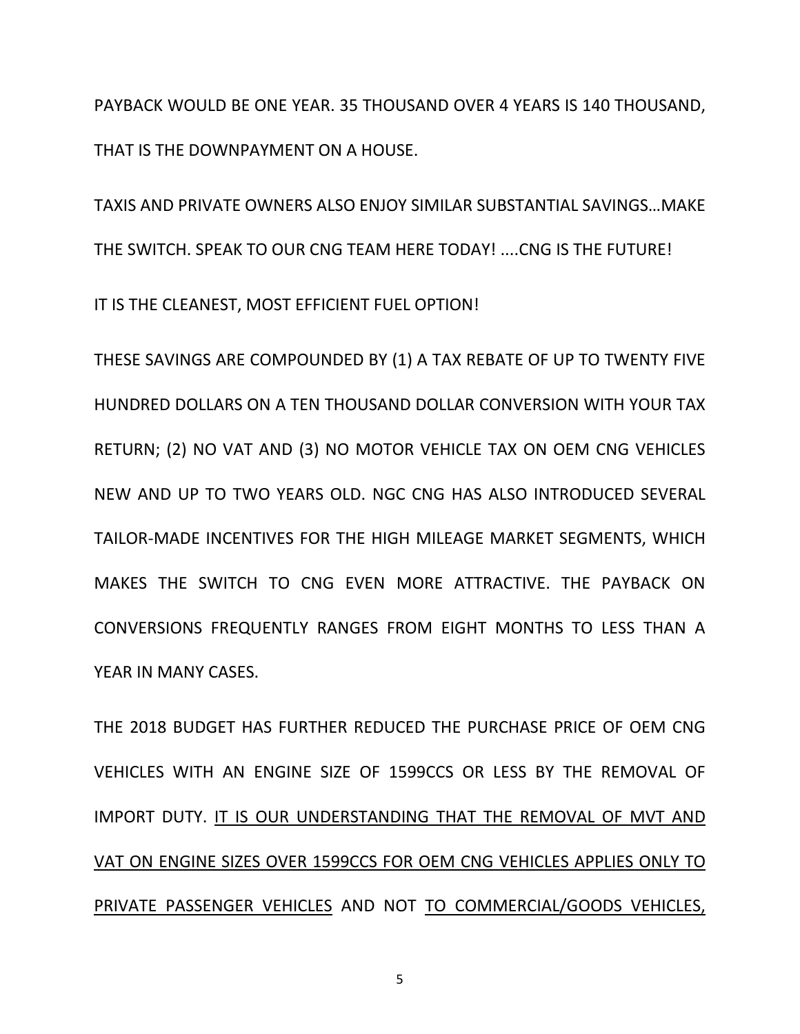PAYBACK WOULD BE ONE YEAR. 35 THOUSAND OVER 4 YEARS IS 140 THOUSAND, THAT IS THE DOWNPAYMENT ON A HOUSE.

TAXIS AND PRIVATE OWNERS ALSO ENJOY SIMILAR SUBSTANTIAL SAVINGS…MAKE THE SWITCH. SPEAK TO OUR CNG TEAM HERE TODAY! ....CNG IS THE FUTURE!

IT IS THE CLEANEST, MOST EFFICIENT FUEL OPTION!

THESE SAVINGS ARE COMPOUNDED BY (1) A TAX REBATE OF UP TO TWENTY FIVE HUNDRED DOLLARS ON A TEN THOUSAND DOLLAR CONVERSION WITH YOUR TAX RETURN; (2) NO VAT AND (3) NO MOTOR VEHICLE TAX ON OEM CNG VEHICLES NEW AND UP TO TWO YEARS OLD. NGC CNG HAS ALSO INTRODUCED SEVERAL TAILOR-MADE INCENTIVES FOR THE HIGH MILEAGE MARKET SEGMENTS, WHICH MAKES THE SWITCH TO CNG EVEN MORE ATTRACTIVE. THE PAYBACK ON CONVERSIONS FREQUENTLY RANGES FROM EIGHT MONTHS TO LESS THAN A YEAR IN MANY CASES.

THE 2018 BUDGET HAS FURTHER REDUCED THE PURCHASE PRICE OF OEM CNG VEHICLES WITH AN ENGINE SIZE OF 1599CCS OR LESS BY THE REMOVAL OF IMPORT DUTY. <u>IT IS OUR UNDERSTANDING THAT THE REMOVAL OF MVT AND VAT ON ENGINE SIZES OVER 1599CCS FOR OEM CNG VEHICLES APPLIES ONLY TO PRIVATE PASSENGER VEHICLES</u> AND NOT <u>TO COMMERCIAL/GOODS VEHICLES,</u>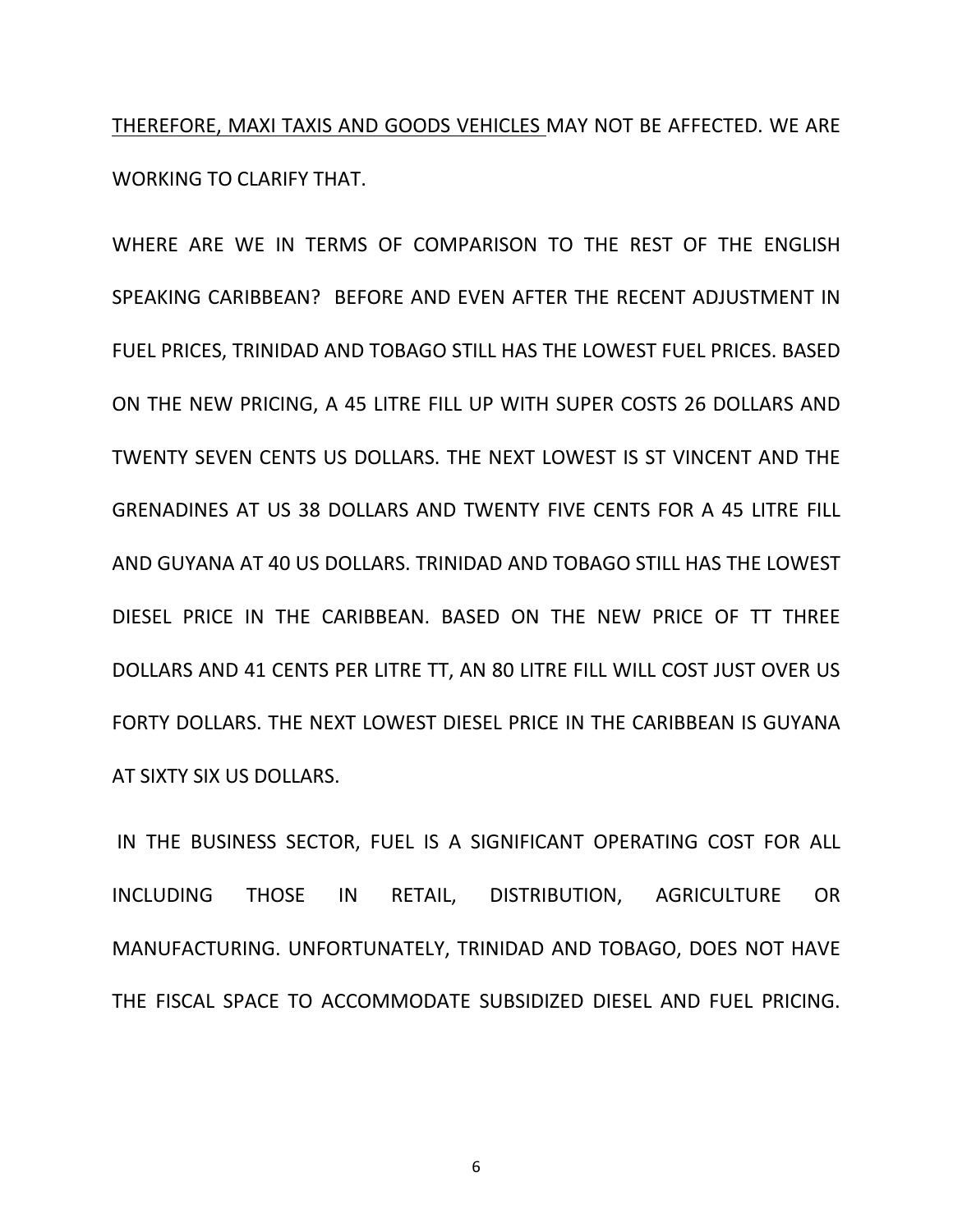<u>THEREFORE, MAXI TAXIS AND GOODS VEHICLES</u> MAY NOT BE AFFECTED. WE ARE WORKING TO CLARIFY THAT.

WHERE ARE WE IN TERMS OF COMPARISON TO THE REST OF THE ENGLISH SPEAKING CARIBBEAN? BEFORE AND EVEN AFTER THE RECENT ADJUSTMENT IN FUEL PRICES, TRINIDAD AND TOBAGO STILL HAS THE LOWEST FUEL PRICES. BASED ON THE NEW PRICING, A 45 LITRE FILL UP WITH SUPER COSTS 26 DOLLARS AND TWENTY SEVEN CENTS US DOLLARS. THE NEXT LOWEST IS ST VINCENT AND THE GRENADINES AT US 38 DOLLARS AND TWENTY FIVE CENTS FOR A 45 LITRE FILL AND GUYANA AT 40 US DOLLARS. TRINIDAD AND TOBAGO STILL HAS THE LOWEST DIESEL PRICE IN THE CARIBBEAN. BASED ON THE NEW PRICE OF TT THREE DOLLARS AND 41 CENTS PER LITRE TT, AN 80 LITRE FILL WILL COST JUST OVER US FORTY DOLLARS. THE NEXT LOWEST DIESEL PRICE IN THE CARIBBEAN IS GUYANA AT SIXTY SIX US DOLLARS.

IN THE BUSINESS SECTOR, FUEL IS A SIGNIFICANT OPERATING COST FOR ALL INCLUDING THOSE IN RETAIL, DISTRIBUTION, AGRICULTURE OR MANUFACTURING. UNFORTUNATELY, TRINIDAD AND TOBAGO, DOES NOT HAVE THE FISCAL SPACE TO ACCOMMODATE SUBSIDIZED DIESEL AND FUEL PRICING.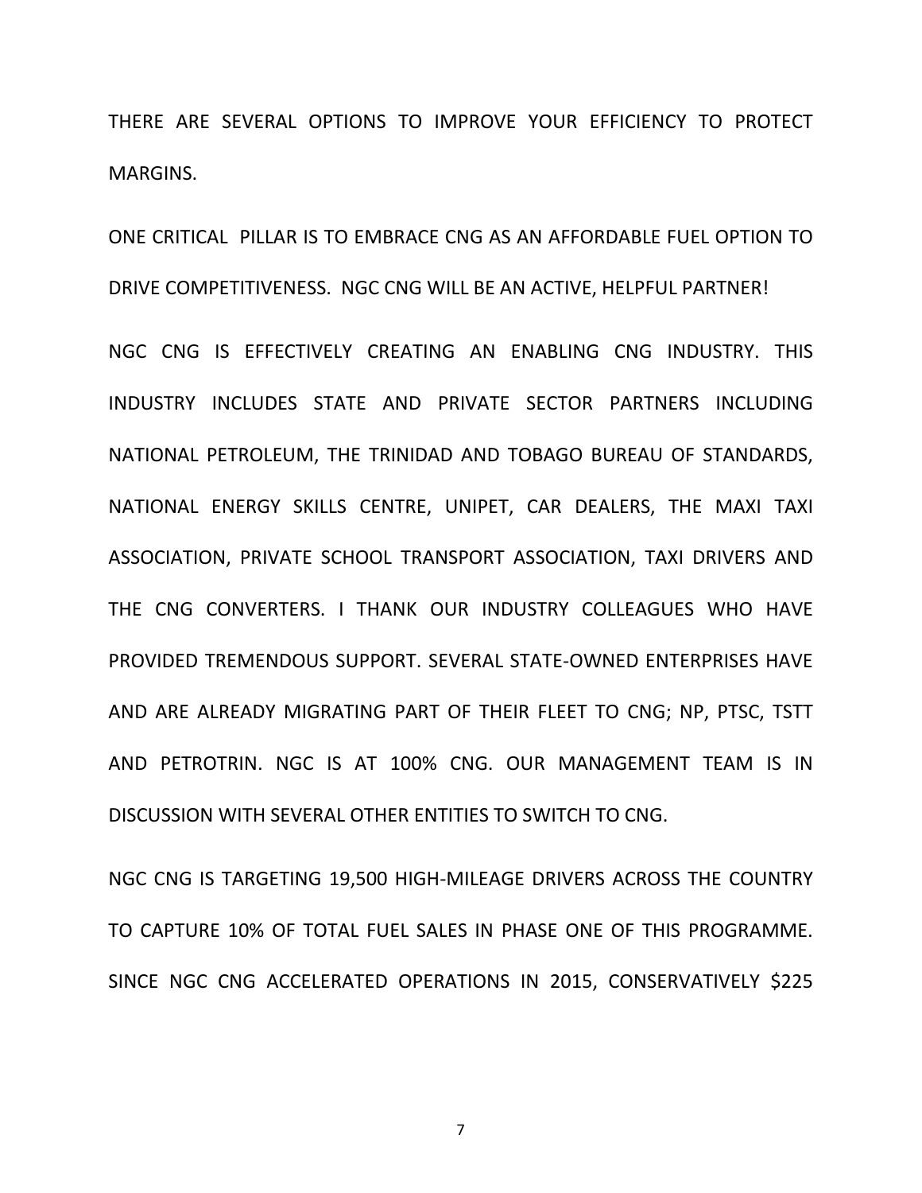THERE ARE SEVERAL OPTIONS TO IMPROVE YOUR EFFICIENCY TO PROTECT MARGINS.

ONE CRITICAL PILLAR IS TO EMBRACE CNG AS AN AFFORDABLE FUEL OPTION TO DRIVE COMPETITIVENESS. NGC CNG WILL BE AN ACTIVE, HELPFUL PARTNER!

NGC CNG IS EFFECTIVELY CREATING AN ENABLING CNG INDUSTRY. THIS INDUSTRY INCLUDES STATE AND PRIVATE SECTOR PARTNERS INCLUDING NATIONAL PETROLEUM, THE TRINIDAD AND TOBAGO BUREAU OF STANDARDS, NATIONAL ENERGY SKILLS CENTRE, UNIPET, CAR DEALERS, THE MAXI TAXI ASSOCIATION, PRIVATE SCHOOL TRANSPORT ASSOCIATION, TAXI DRIVERS AND THE CNG CONVERTERS. I THANK OUR INDUSTRY COLLEAGUES WHO HAVE PROVIDED TREMENDOUS SUPPORT. SEVERAL STATE-OWNED ENTERPRISES HAVE AND ARE ALREADY MIGRATING PART OF THEIR FLEET TO CNG; NP, PTSC, TSTT AND PETROTRIN. NGC IS AT 100% CNG. OUR MANAGEMENT TEAM IS IN DISCUSSION WITH SEVERAL OTHER ENTITIES TO SWITCH TO CNG.

NGC CNG IS TARGETING 19,500 HIGH-MILEAGE DRIVERS ACROSS THE COUNTRY TO CAPTURE 10% OF TOTAL FUEL SALES IN PHASE ONE OF THIS PROGRAMME. SINCE NGC CNG ACCELERATED OPERATIONS IN 2015, CONSERVATIVELY $225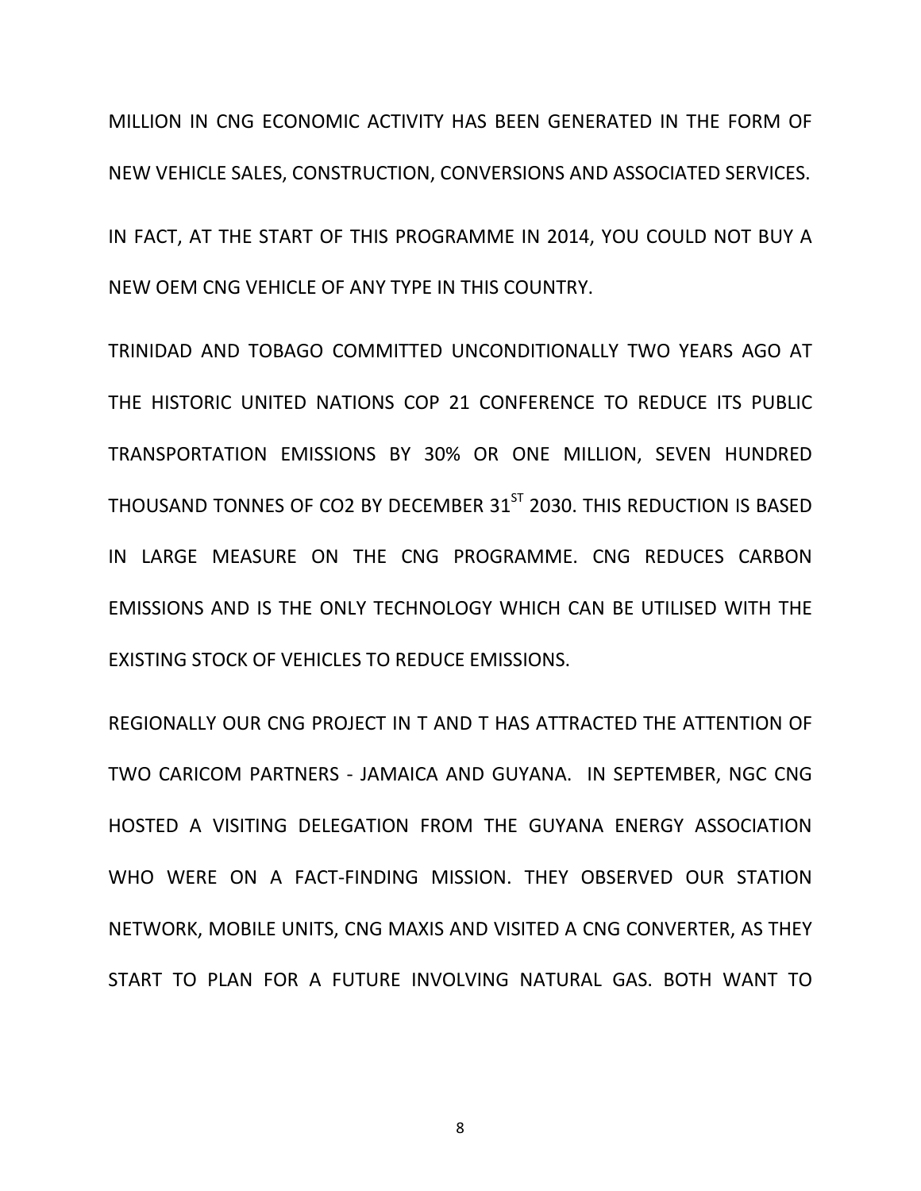MILLION IN CNG ECONOMIC ACTIVITY HAS BEEN GENERATED IN THE FORM OF NEW VEHICLE SALES, CONSTRUCTION, CONVERSIONS AND ASSOCIATED SERVICES.

IN FACT, AT THE START OF THIS PROGRAMME IN 2014, YOU COULD NOT BUY A NEW OEM CNG VEHICLE OF ANY TYPE IN THIS COUNTRY.

TRINIDAD AND TOBAGO COMMITTED UNCONDITIONALLY TWO YEARS AGO AT THE HISTORIC UNITED NATIONS COP 21 CONFERENCE TO REDUCE ITS PUBLIC TRANSPORTATION EMISSIONS BY 30% OR ONE MILLION, SEVEN HUNDRED THOUSAND TONNES OF $CO_2$ BY DECEMBER 31ST 2030. THIS REDUCTION IS BASED IN LARGE MEASURE ON THE CNG PROGRAMME. CNG REDUCES CARBON EMISSIONS AND IS THE ONLY TECHNOLOGY WHICH CAN BE UTILISED WITH THE EXISTING STOCK OF VEHICLES TO REDUCE EMISSIONS.

REGIONALLY OUR CNG PROJECT IN T AND T HAS ATTRACTED THE ATTENTION OF TWO CARICOM PARTNERS - JAMAICA AND GUYANA. IN SEPTEMBER, NGC CNG HOSTED A VISITING DELEGATION FROM THE GUYANA ENERGY ASSOCIATION WHO WERE ON A FACT-FINDING MISSION. THEY OBSERVED OUR STATION NETWORK, MOBILE UNITS, CNG MAXIS AND VISITED A CNG CONVERTER, AS THEY START TO PLAN FOR A FUTURE INVOLVING NATURAL GAS. BOTH WANT TO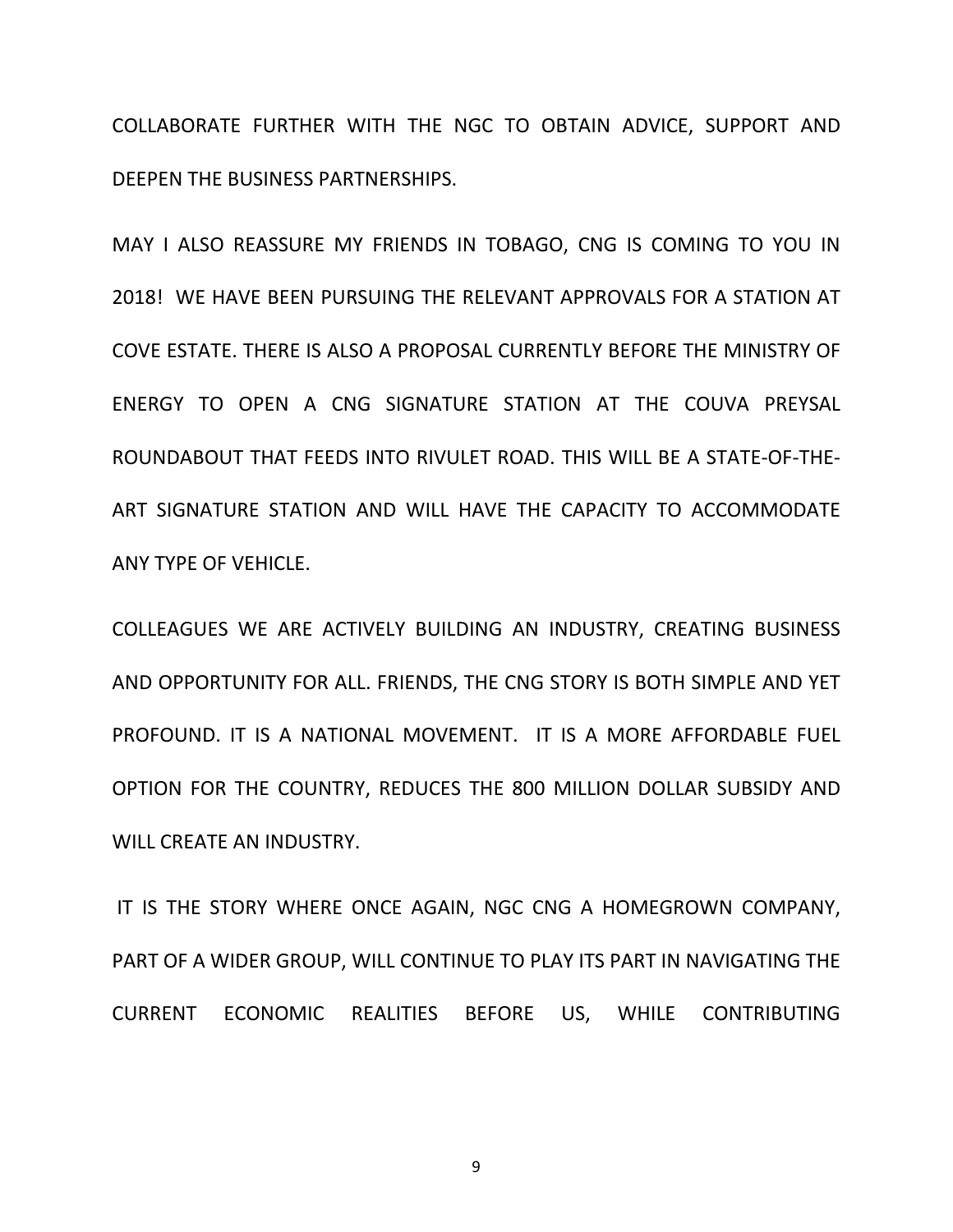COLLABORATE FURTHER WITH THE NGC TO OBTAIN ADVICE, SUPPORT AND DEEPEN THE BUSINESS PARTNERSHIPS.

MAY I ALSO REASSURE MY FRIENDS IN TOBAGO, CNG IS COMING TO YOU IN 2018! WE HAVE BEEN PURSUING THE RELEVANT APPROVALS FOR A STATION AT COVE ESTATE. THERE IS ALSO A PROPOSAL CURRENTLY BEFORE THE MINISTRY OF ENERGY TO OPEN A CNG SIGNATURE STATION AT THE COUVA PREYSAL ROUNDABOUT THAT FEEDS INTO RIVULET ROAD. THIS WILL BE A STATE-OF-THE-ART SIGNATURE STATION AND WILL HAVE THE CAPACITY TO ACCOMMODATE ANY TYPE OF VEHICLE.

COLLEAGUES WE ARE ACTIVELY BUILDING AN INDUSTRY, CREATING BUSINESS AND OPPORTUNITY FOR ALL. FRIENDS, THE CNG STORY IS BOTH SIMPLE AND YET PROFOUND. IT IS A NATIONAL MOVEMENT. IT IS A MORE AFFORDABLE FUEL OPTION FOR THE COUNTRY, REDUCES THE 800 MILLION DOLLAR SUBSIDY AND WILL CREATE AN INDUSTRY.

IT IS THE STORY WHERE ONCE AGAIN, NGC CNG A HOMEGROWN COMPANY, PART OF A WIDER GROUP, WILL CONTINUE TO PLAY ITS PART IN NAVIGATING THE CURRENT ECONOMIC REALITIES BEFORE US, WHILE CONTRIBUTING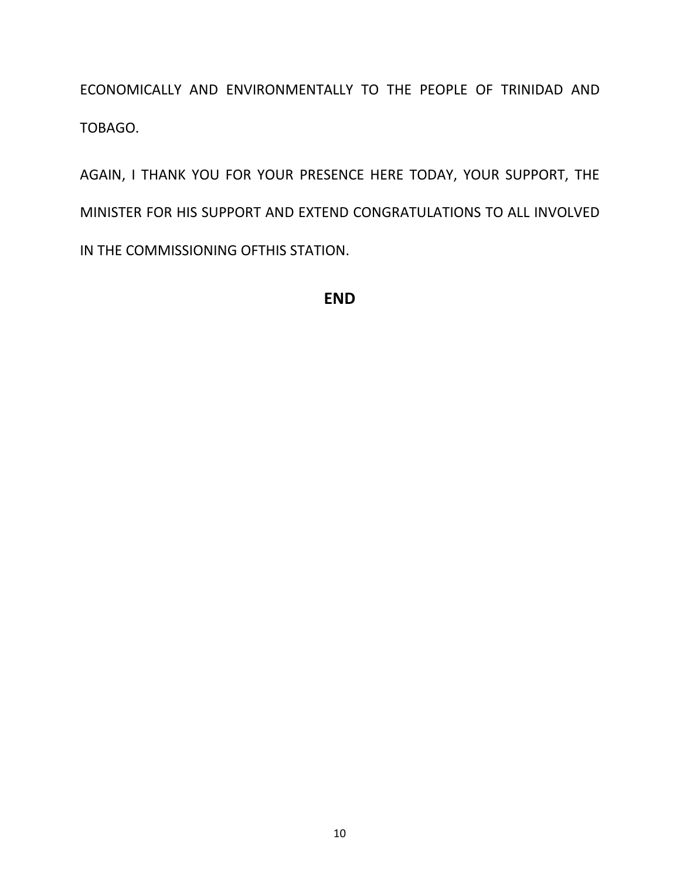ECONOMICALLY AND ENVIRONMENTALLY TO THE PEOPLE OF TRINIDAD AND TOBAGO.

AGAIN, I THANK YOU FOR YOUR PRESENCE HERE TODAY, YOUR SUPPORT, THE MINISTER FOR HIS SUPPORT AND EXTEND CONGRATULATIONS TO ALL INVOLVED IN THE COMMISSIONING OFTHIS STATION.

**END**